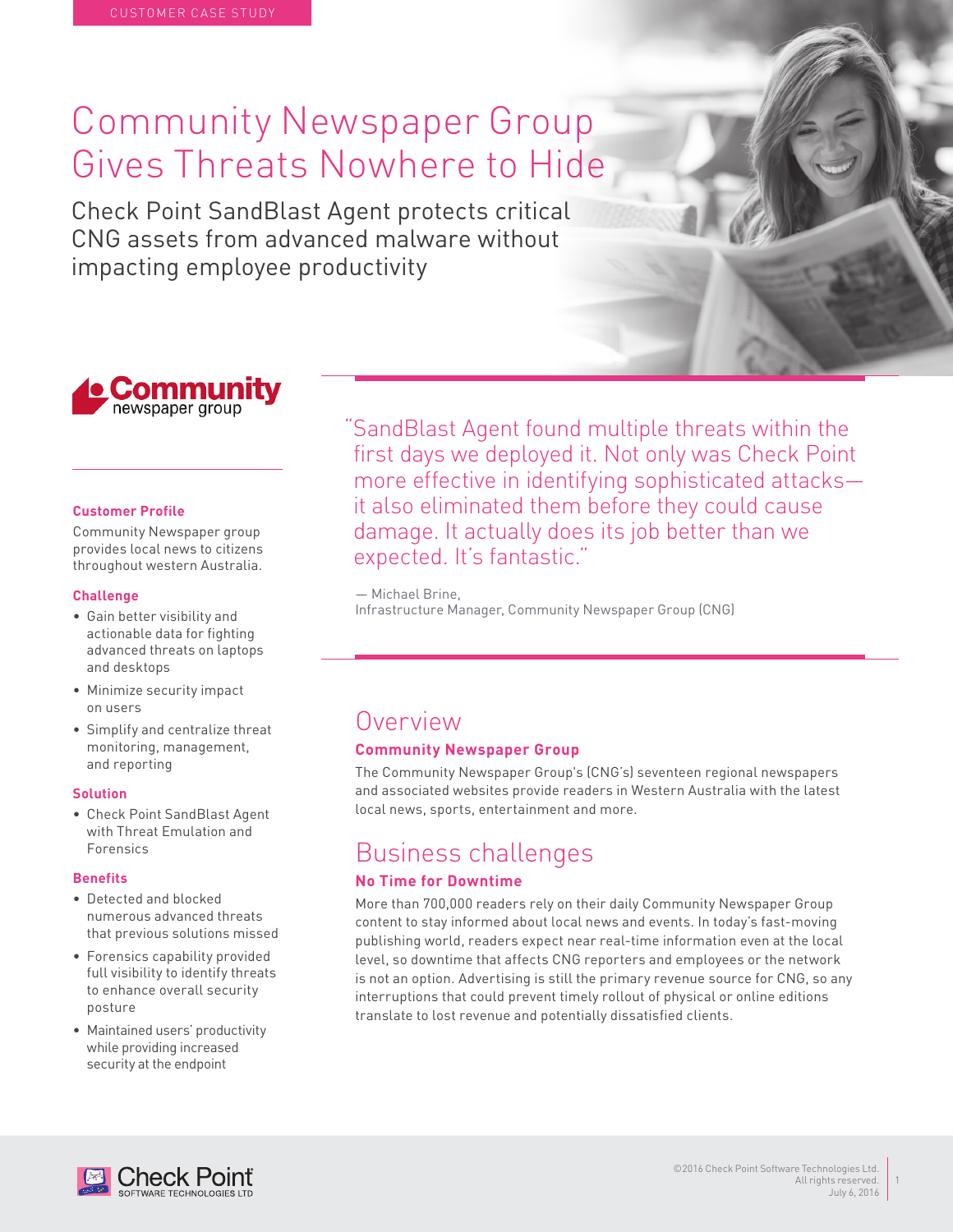CUSTOMER CASE STUDY

# Community Newspaper Group Gives Threats Nowhere to Hide

Check Point SandBlast Agent protects critical CNG assets from advanced malware without impacting employee productivity

**Customer Profile**

Community Newspaper group provides local news to citizens throughout western Australia.

**Challenge**

- Gain better visibility and actionable data for fighting advanced threats on laptops and desktops
- Minimize security impact on users
- Simplify and centralize threat monitoring, management, and reporting

**Solution**

- Check Point SandBlast Agent with Threat Emulation and Forensics

**Benefits**

- Detected and blocked numerous advanced threats that previous solutions missed
- Forensics capability provided full visibility to identify threats to enhance overall security posture
- Maintained users' productivity while providing increased security at the endpoint

"SandBlast Agent found multiple threats within the first days we deployed it. Not only was Check Point more effective in identifying sophisticated attacks—it also eliminated them before they could cause damage. It actually does its job better than we expected. It's fantastic."

— Michael Brine,
Infrastructure Manager, Community Newspaper Group (CNG)

## Overview

### Community Newspaper Group

The Community Newspaper Group's (CNG's) seventeen regional newspapers and associated websites provide readers in Western Australia with the latest local news, sports, entertainment and more.

## Business challenges

### No Time for Downtime

More than 700,000 readers rely on their daily Community Newspaper Group content to stay informed about local news and events. In today's fast-moving publishing world, readers expect near real-time information even at the local level, so downtime that affects CNG reporters and employees or the network is not an option. Advertising is still the primary revenue source for CNG, so any interruptions that could prevent timely rollout of physical or online editions translate to lost revenue and potentially dissatisfied clients.

©2016 Check Point Software Technologies Ltd. All rights reserved. July 6, 2016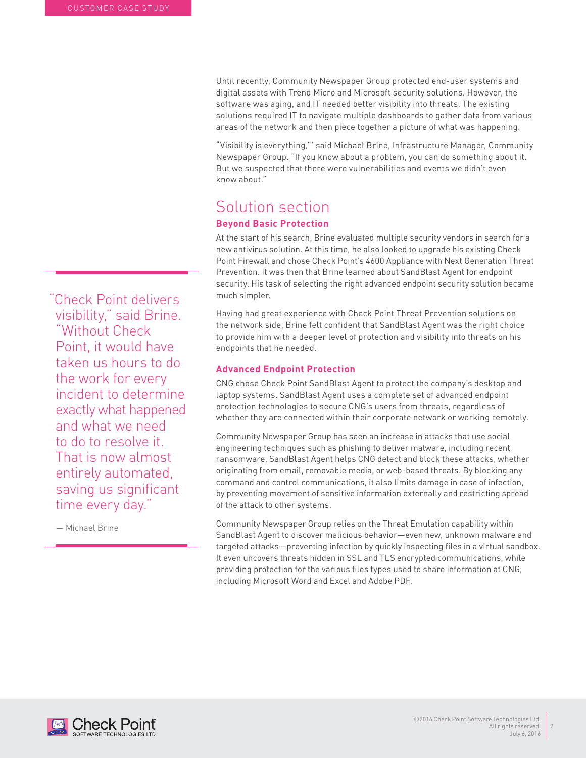Until recently, Community Newspaper Group protected end-user systems and digital assets with Trend Micro and Microsoft security solutions. However, the software was aging, and IT needed better visibility into threats. The existing solutions required IT to navigate multiple dashboards to gather data from various areas of the network and then piece together a picture of what was happening.

"Visibility is everything,"' said Michael Brine, Infrastructure Manager, Community Newspaper Group. "If you know about a problem, you can do something about it. But we suspected that there were vulnerabilities and events we didn't even know about."

# Solution section

### Beyond Basic Protection

At the start of his search, Brine evaluated multiple security vendors in search for a new antivirus solution. At this time, he also looked to upgrade his existing Check Point Firewall and chose Check Point's 4600 Appliance with Next Generation Threat Prevention. It was then that Brine learned about SandBlast Agent for endpoint security. His task of selecting the right advanced endpoint security solution became much simpler.

Having had great experience with Check Point Threat Prevention solutions on the network side, Brine felt confident that SandBlast Agent was the right choice to provide him with a deeper level of protection and visibility into threats on his endpoints that he needed.

> "Check Point delivers visibility," said Brine. "Without Check Point, it would have taken us hours to do the work for every incident to determine exactly what happened and what we need to do to resolve it. That is now almost entirely automated, saving us significant time every day."
>
> — Michael Brine

### Advanced Endpoint Protection

CNG chose Check Point SandBlast Agent to protect the company's desktop and laptop systems. SandBlast Agent uses a complete set of advanced endpoint protection technologies to secure CNG's users from threats, regardless of whether they are connected within their corporate network or working remotely.

Community Newspaper Group has seen an increase in attacks that use social engineering techniques such as phishing to deliver malware, including recent ransomware. SandBlast Agent helps CNG detect and block these attacks, whether originating from email, removable media, or web-based threats. By blocking any command and control communications, it also limits damage in case of infection, by preventing movement of sensitive information externally and restricting spread of the attack to other systems.

Community Newspaper Group relies on the Threat Emulation capability within SandBlast Agent to discover malicious behavior—even new, unknown malware and targeted attacks—preventing infection by quickly inspecting files in a virtual sandbox. It even uncovers threats hidden in SSL and TLS encrypted communications, while providing protection for the various files types used to share information at CNG, including Microsoft Word and Excel and Adobe PDF.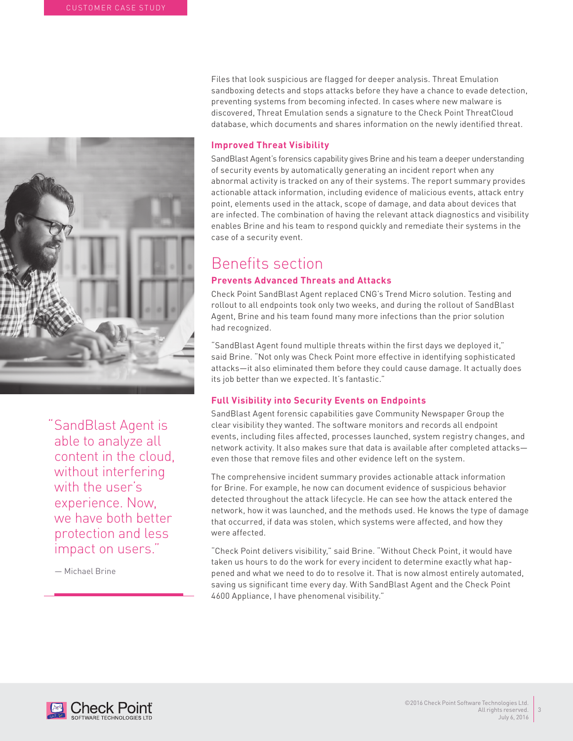Files that look suspicious are flagged for deeper analysis. Threat Emulation sandboxing detects and stops attacks before they have a chance to evade detection, preventing systems from becoming infected. In cases where new malware is discovered, Threat Emulation sends a signature to the Check Point ThreatCloud database, which documents and shares information on the newly identified threat.

### Improved Threat Visibility

SandBlast Agent's forensics capability gives Brine and his team a deeper understanding of security events by automatically generating an incident report when any abnormal activity is tracked on any of their systems. The report summary provides actionable attack information, including evidence of malicious events, attack entry point, elements used in the attack, scope of damage, and data about devices that are infected. The combination of having the relevant attack diagnostics and visibility enables Brine and his team to respond quickly and remediate their systems in the case of a security event.

## Benefits section

### Prevents Advanced Threats and Attacks

Check Point SandBlast Agent replaced CNG's Trend Micro solution. Testing and rollout to all endpoints took only two weeks, and during the rollout of SandBlast Agent, Brine and his team found many more infections than the prior solution had recognized.

"SandBlast Agent found multiple threats within the first days we deployed it," said Brine. "Not only was Check Point more effective in identifying sophisticated attacks—it also eliminated them before they could cause damage. It actually does its job better than we expected. It's fantastic."

### Full Visibility into Security Events on Endpoints

SandBlast Agent forensic capabilities gave Community Newspaper Group the clear visibility they wanted. The software monitors and records all endpoint events, including files affected, processes launched, system registry changes, and network activity. It also makes sure that data is available after completed attacks—even those that remove files and other evidence left on the system.

The comprehensive incident summary provides actionable attack information for Brine. For example, he now can document evidence of suspicious behavior detected throughout the attack lifecycle. He can see how the attack entered the network, how it was launched, and the methods used. He knows the type of damage that occurred, if data was stolen, which systems were affected, and how they were affected.

"Check Point delivers visibility," said Brine. "Without Check Point, it would have taken us hours to do the work for every incident to determine exactly what happened and what we need to do to resolve it. That is now almost entirely automated, saving us significant time every day. With SandBlast Agent and the Check Point 4600 Appliance, I have phenomenal visibility."

> "SandBlast Agent is able to analyze all content in the cloud, without interfering with the user's experience. Now, we have both better protection and less impact on users."
>
> — Michael Brine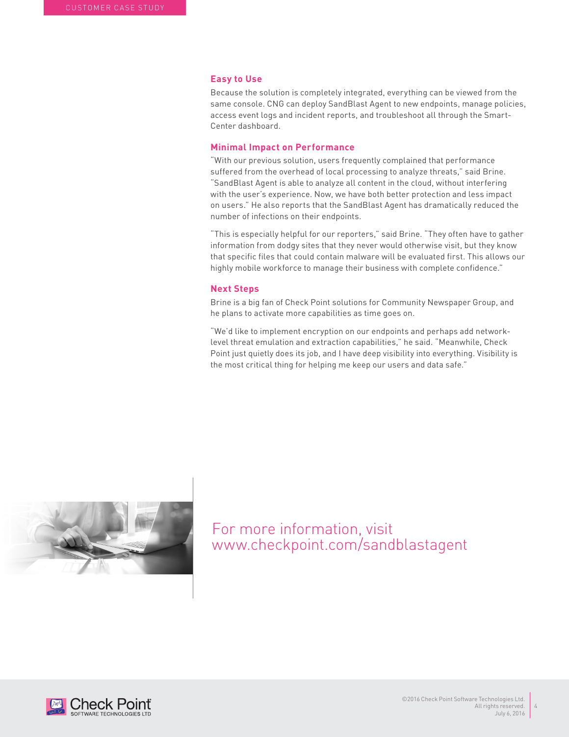### Easy to Use

Because the solution is completely integrated, everything can be viewed from the same console. CNG can deploy SandBlast Agent to new endpoints, manage policies, access event logs and incident reports, and troubleshoot all through the Smart-Center dashboard.

### Minimal Impact on Performance

"With our previous solution, users frequently complained that performance suffered from the overhead of local processing to analyze threats," said Brine. "SandBlast Agent is able to analyze all content in the cloud, without interfering with the user's experience. Now, we have both better protection and less impact on users." He also reports that the SandBlast Agent has dramatically reduced the number of infections on their endpoints.

"This is especially helpful for our reporters," said Brine. "They often have to gather information from dodgy sites that they never would otherwise visit, but they know that specific files that could contain malware will be evaluated first. This allows our highly mobile workforce to manage their business with complete confidence."

### Next Steps

Brine is a big fan of Check Point solutions for Community Newspaper Group, and he plans to activate more capabilities as time goes on.

"We'd like to implement encryption on our endpoints and perhaps add network-level threat emulation and extraction capabilities," he said. "Meanwhile, Check Point just quietly does its job, and I have deep visibility into everything. Visibility is the most critical thing for helping me keep our users and data safe."

For more information, visit
www.checkpoint.com/sandblastagent

©2016 Check Point Software Technologies Ltd.
All rights reserved.
July 6, 2016